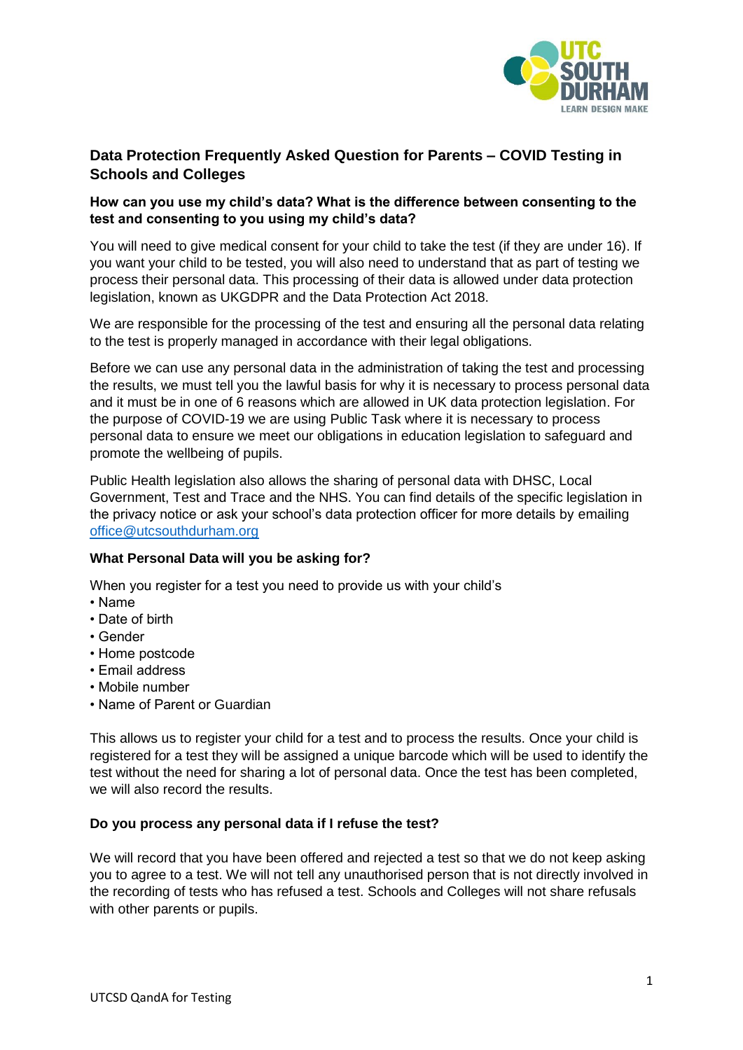## Data Protection Frequently Asked Question for Parents – COVID Testing in Schools and Colleges

### How can you use my child's data? What is the difference between consenting to the test and consenting to you using my child's data?

You will need to give medical consent for your child to take the test (if they are under 16). If you want your child to be tested, you will also need to understand that as part of testing we process their personal data. This processing of their data is allowed under data protection legislation, known as UKGDPR and the Data Protection Act 2018.

We are responsible for the processing of the test and ensuring all the personal data relating to the test is properly managed in accordance with their legal obligations.

Before we can use any personal data in the administration of taking the test and processing the results, we must tell you the lawful basis for why it is necessary to process personal data and it must be in one of 6 reasons which are allowed in UK data protection legislation. For the purpose of COVID-19 we are using Public Task where it is necessary to process personal data to ensure we meet our obligations in education legislation to safeguard and promote the wellbeing of pupils.

Public Health legislation also allows the sharing of personal data with DHSC, Local Government, Test and Trace and the NHS. You can find details of the specific legislation in the privacy notice or ask your school's data protection officer for more details by emailing office@utcsouthdurham.org

### What Personal Data will you be asking for?

When you register for a test you need to provide us with your child's

- Name
- Date of birth
- Gender
- Home postcode
- Email address
- Mobile number
- Name of Parent or Guardian

This allows us to register your child for a test and to process the results. Once your child is registered for a test they will be assigned a unique barcode which will be used to identify the test without the need for sharing a lot of personal data. Once the test has been completed, we will also record the results.

### Do you process any personal data if I refuse the test?

We will record that you have been offered and rejected a test so that we do not keep asking you to agree to a test. We will not tell any unauthorised person that is not directly involved in the recording of tests who has refused a test. Schools and Colleges will not share refusals with other parents or pupils.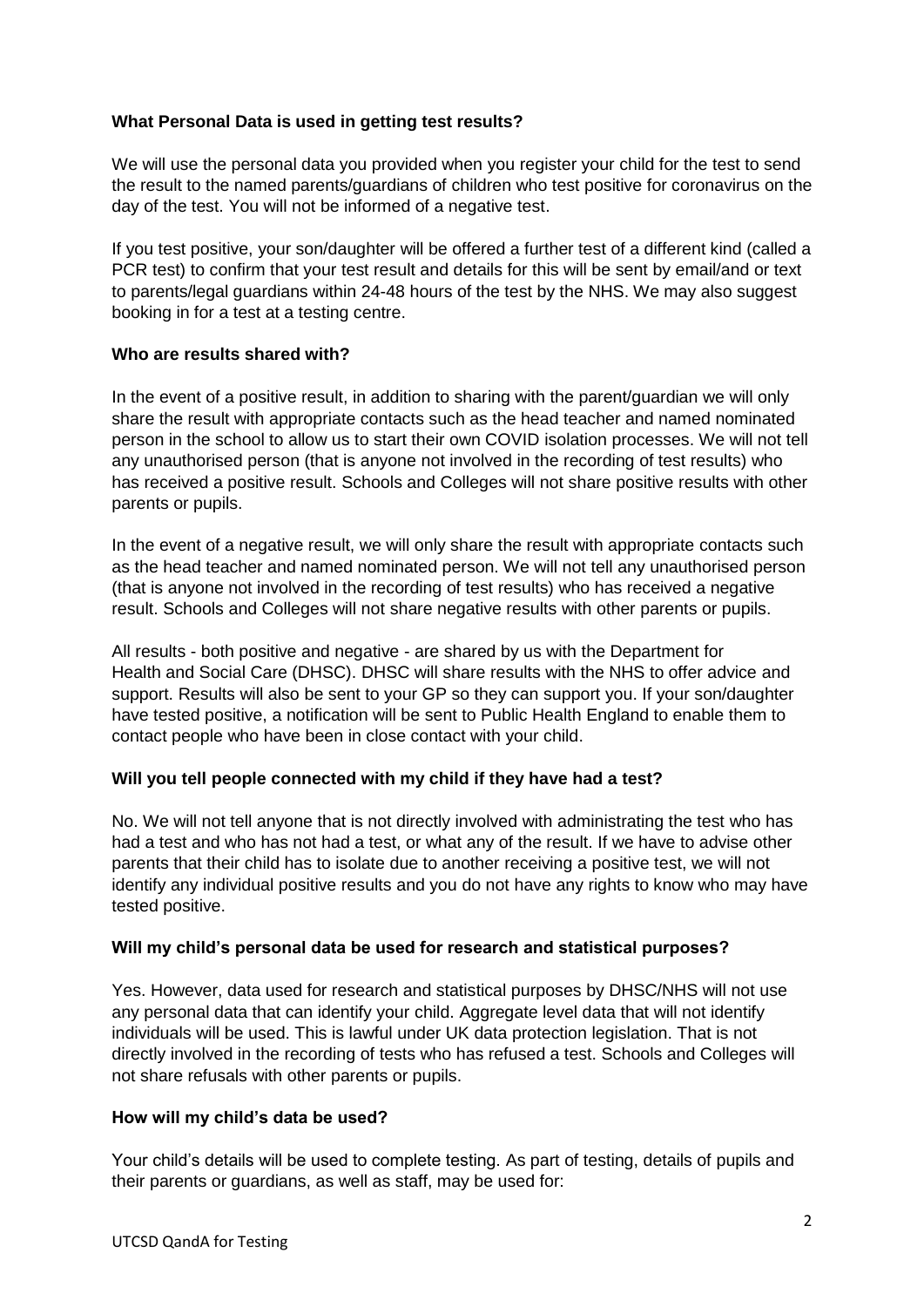**What Personal Data is used in getting test results?**

We will use the personal data you provided when you register your child for the test to send the result to the named parents/guardians of children who test positive for coronavirus on the day of the test. You will not be informed of a negative test.

If you test positive, your son/daughter will be offered a further test of a different kind (called a PCR test) to confirm that your test result and details for this will be sent by email/and or text to parents/legal guardians within 24-48 hours of the test by the NHS. We may also suggest booking in for a test at a testing centre.

**Who are results shared with?**

In the event of a positive result, in addition to sharing with the parent/guardian we will only share the result with appropriate contacts such as the head teacher and named nominated person in the school to allow us to start their own COVID isolation processes. We will not tell any unauthorised person (that is anyone not involved in the recording of test results) who has received a positive result. Schools and Colleges will not share positive results with other parents or pupils.

In the event of a negative result, we will only share the result with appropriate contacts such as the head teacher and named nominated person. We will not tell any unauthorised person (that is anyone not involved in the recording of test results) who has received a negative result. Schools and Colleges will not share negative results with other parents or pupils.

All results - both positive and negative - are shared by us with the Department for Health and Social Care (DHSC). DHSC will share results with the NHS to offer advice and support. Results will also be sent to your GP so they can support you. If your son/daughter have tested positive, a notification will be sent to Public Health England to enable them to contact people who have been in close contact with your child.

**Will you tell people connected with my child if they have had a test?**

No. We will not tell anyone that is not directly involved with administrating the test who has had a test and who has not had a test, or what any of the result. If we have to advise other parents that their child has to isolate due to another receiving a positive test, we will not identify any individual positive results and you do not have any rights to know who may have tested positive.

**Will my child's personal data be used for research and statistical purposes?**

Yes. However, data used for research and statistical purposes by DHSC/NHS will not use any personal data that can identify your child. Aggregate level data that will not identify individuals will be used. This is lawful under UK data protection legislation. That is not directly involved in the recording of tests who has refused a test. Schools and Colleges will not share refusals with other parents or pupils.

**How will my child's data be used?**

Your child's details will be used to complete testing. As part of testing, details of pupils and their parents or guardians, as well as staff, may be used for: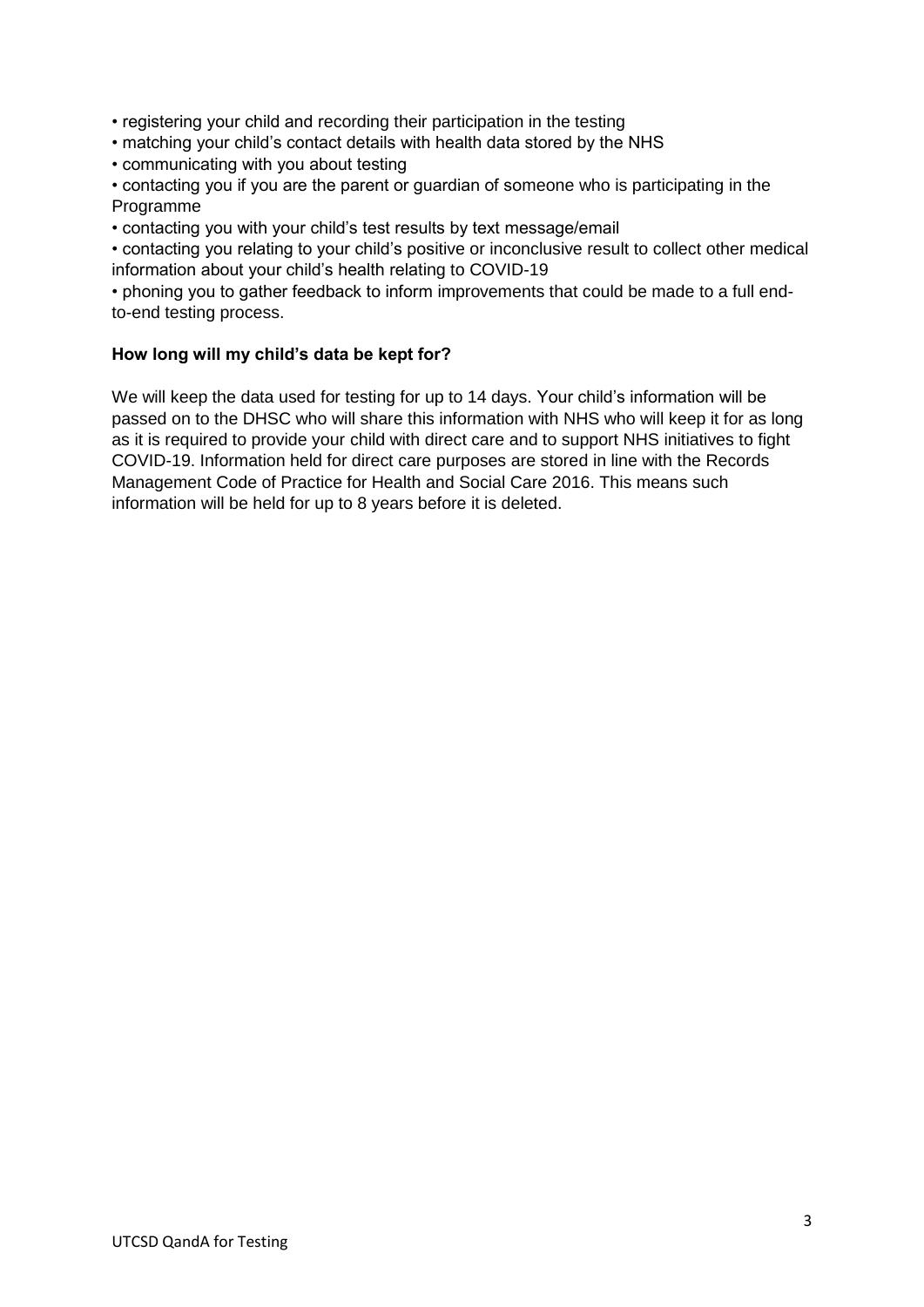- registering your child and recording their participation in the testing
- matching your child's contact details with health data stored by the NHS
- communicating with you about testing
- contacting you if you are the parent or guardian of someone who is participating in the Programme
- contacting you with your child's test results by text message/email
- contacting you relating to your child's positive or inconclusive result to collect other medical information about your child's health relating to COVID-19
- phoning you to gather feedback to inform improvements that could be made to a full end-to-end testing process.

**How long will my child's data be kept for?**

We will keep the data used for testing for up to 14 days. Your child's information will be passed on to the DHSC who will share this information with NHS who will keep it for as long as it is required to provide your child with direct care and to support NHS initiatives to fight COVID-19. Information held for direct care purposes are stored in line with the Records Management Code of Practice for Health and Social Care 2016. This means such information will be held for up to 8 years before it is deleted.